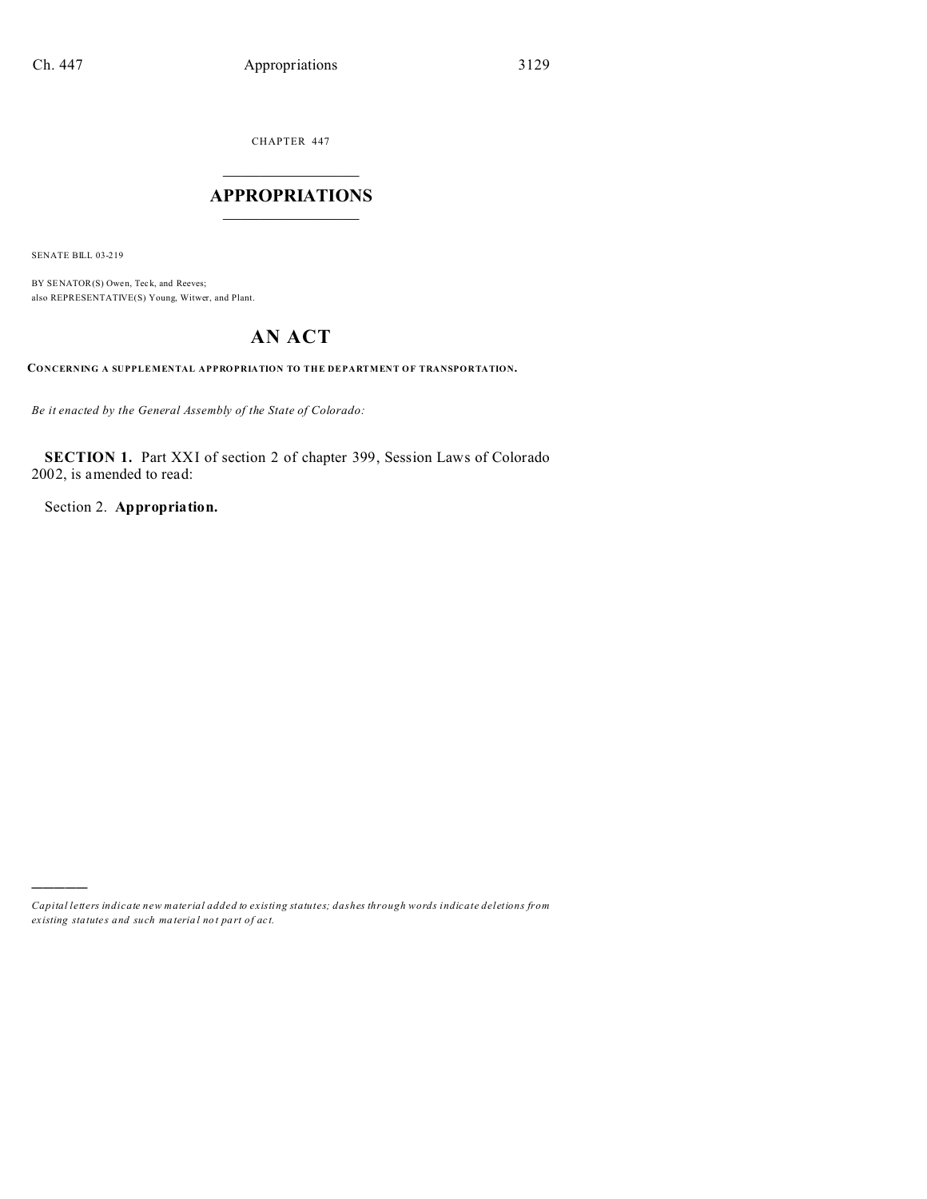CHAPTER 447

# APPROPRIATIONS

SENATE BILL 03-219

BY SENATOR(S) Owen, Teck, and Reeves;
also REPRESENTATIVE(S) Young, Witwer, and Plant.

# AN ACT

**CONCERNING A SUPPLEMENTAL APPROPRIATION TO THE DEPARTMENT OF TRANSPORTATION.**

*Be it enacted by the General Assembly of the State of Colorado:*

**SECTION 1.** Part XXI of section 2 of chapter 399, Session Laws of Colorado 2002, is amended to read:

Section 2. **Appropriation.**

---

*Capital letters indicate new material added to existing statutes; dashes through words indicate deletions from existing statutes and such material not part of act.*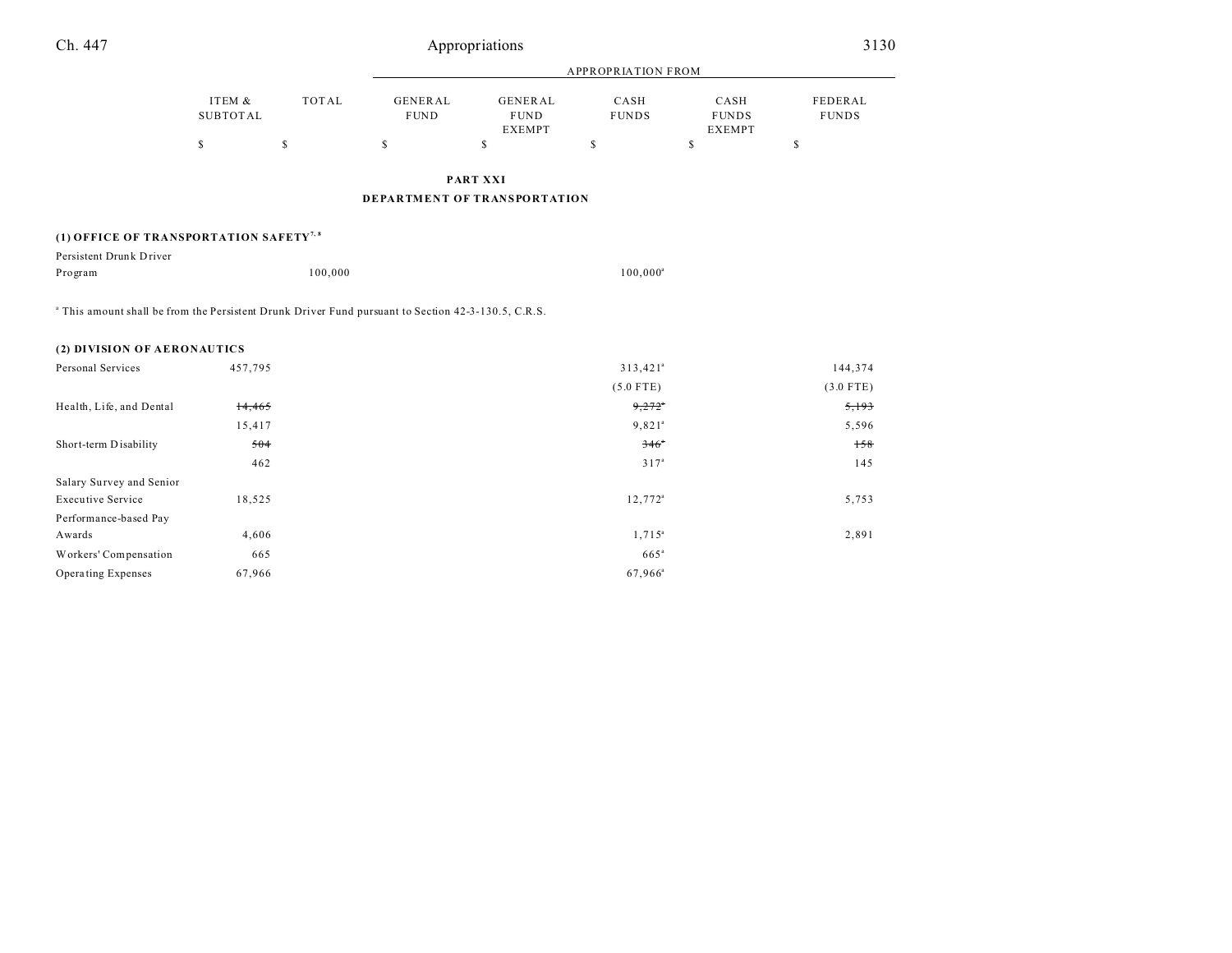| | ITEM & SUBTOTAL | TOTAL | GENERAL FUND | GENERAL FUND EXEMPT | CASH FUNDS | CASH FUNDS EXEMPT | FEDERAL FUNDS |
|---|---|---|---|---|---|---|---|
| | | | APPROPRIATION FROM | | | | |
| | $ | $ | $ | $ | $ | $ | $ |

**PART XXI**

**DEPARTMENT OF TRANSPORTATION**

**(1) OFFICE OF TRANSPORTATION SAFETY**[7, 8]

| | ITEM & SUBTOTAL | TOTAL | GENERAL FUND | GENERAL FUND EXEMPT | CASH FUNDS | CASH FUNDS EXEMPT | FEDERAL FUNDS |
|---|---|---|---|---|---|---|---|
| Persistent Drunk Driver Program | | 100,000 | | | 100,000[a] | | |

[a] This amount shall be from the Persistent Drunk Driver Fund pursuant to Section 42-3-130.5, C.R.S.

**(2) DIVISION OF AERONAUTICS**

| | ITEM & SUBTOTAL | TOTAL | GENERAL FUND | GENERAL FUND EXEMPT | CASH FUNDS | CASH FUNDS EXEMPT | FEDERAL FUNDS |
|---|---|---|---|---|---|---|---|
| Personal Services | 457,795 | | | | 313,421[a] | | 144,374 |
| | | | | | (5.0 FTE) | | (3.0 FTE) |
| Health, Life, and Dental | ~~14,465~~ | | | | ~~9,272[a]~~ | | ~~5,193~~ |
| | 15,417 | | | | 9,821[a] | | 5,596 |
| Short-term Disability | ~~504~~ | | | | ~~346[a]~~ | | ~~158~~ |
| | 462 | | | | 317[a] | | 145 |
| Salary Survey and Senior Executive Service | 18,525 | | | | 12,772[a] | | 5,753 |
| Performance-based Pay Awards | 4,606 | | | | 1,715[a] | | 2,891 |
| Workers' Compensation | 665 | | | | 665[a] | | |
| Operating Expenses | 67,966 | | | | 67,966[a] | | |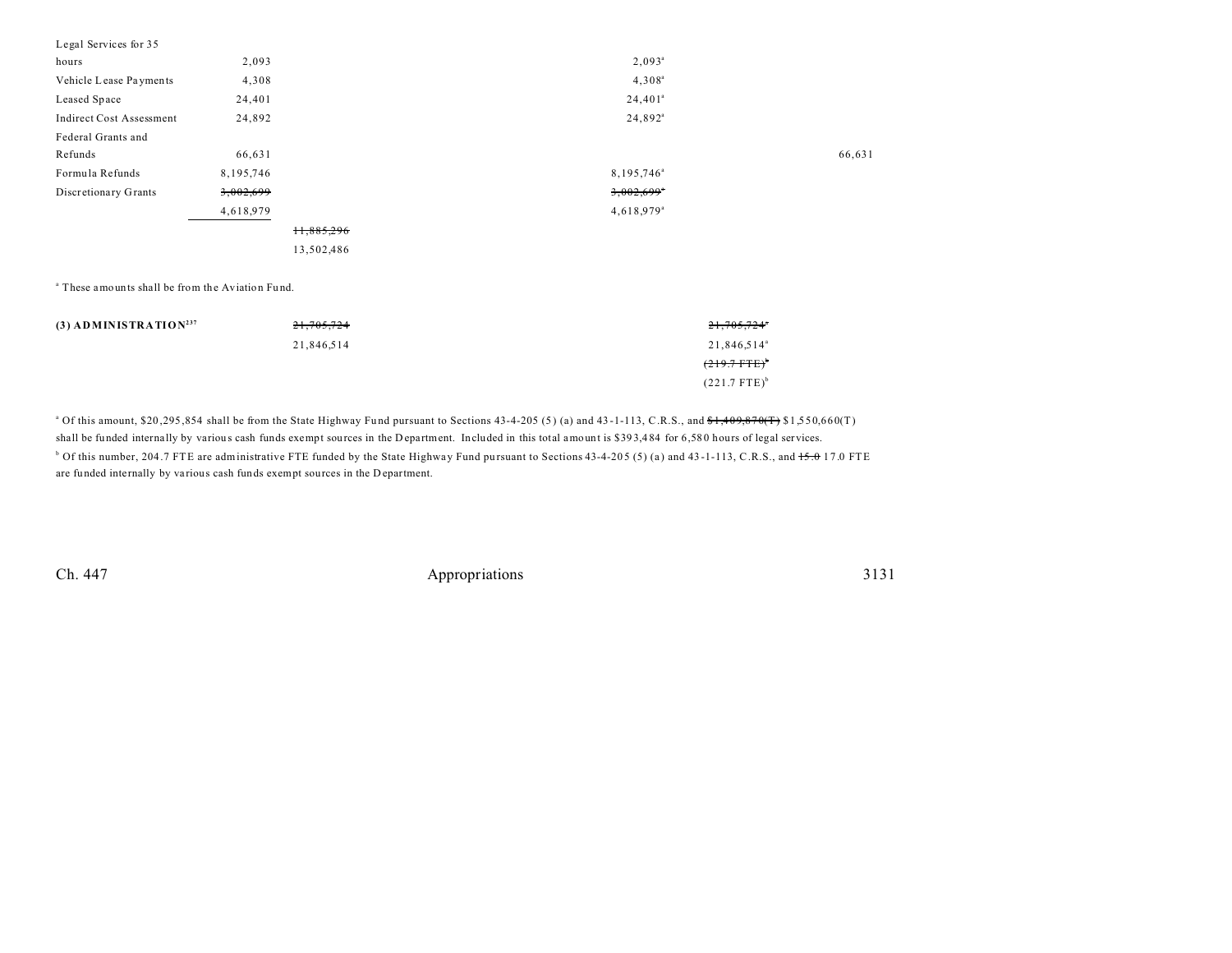| | | | | | |
|---|---|---|---|---|---|
| Legal Services for 35 hours | 2,093 | | 2,093[a] | | |
| Vehicle Lease Payments | 4,308 | | 4,308[a] | | |
| Leased Space | 24,401 | | 24,401[a] | | |
| Indirect Cost Assessment | 24,892 | | 24,892[a] | | |
| Federal Grants and Refunds | 66,631 | | | | 66,631 |
| Formula Refunds | 8,195,746 | | 8,195,746[a] | | |
| Discretionary Grants | ~~3,002,699~~ 4,618,979 | | ~~3,002,699~~[a] 4,618,979[a] | | |
| | | ~~11,885,296~~ 13,502,486 | | | |

[a] These amounts shall be from the Aviation Fund.

| | | | |
|---|---|---|---|
| **(3) ADMINISTRATION**[237] | ~~21,705,724~~ 21,846,514 | | ~~21,705,724~~[a] 21,846,514[a] ~~(219.7 FTE)~~[b] (221.7 FTE)[b] |

[a] Of this amount, $20,295,854 shall be from the State Highway Fund pursuant to Sections 43-4-205 (5) (a) and 43-1-113, C.R.S., and ~~$1,409,870(T)~~ $1,550,660(T) shall be funded internally by various cash funds exempt sources in the Department. Included in this total amount is $393,484 for 6,580 hours of legal services.

[b] Of this number, 204.7 FTE are administrative FTE funded by the State Highway Fund pursuant to Sections 43-4-205 (5) (a) and 43-1-113, C.R.S., and ~~15.0~~ 17.0 FTE are funded internally by various cash funds exempt sources in the Department.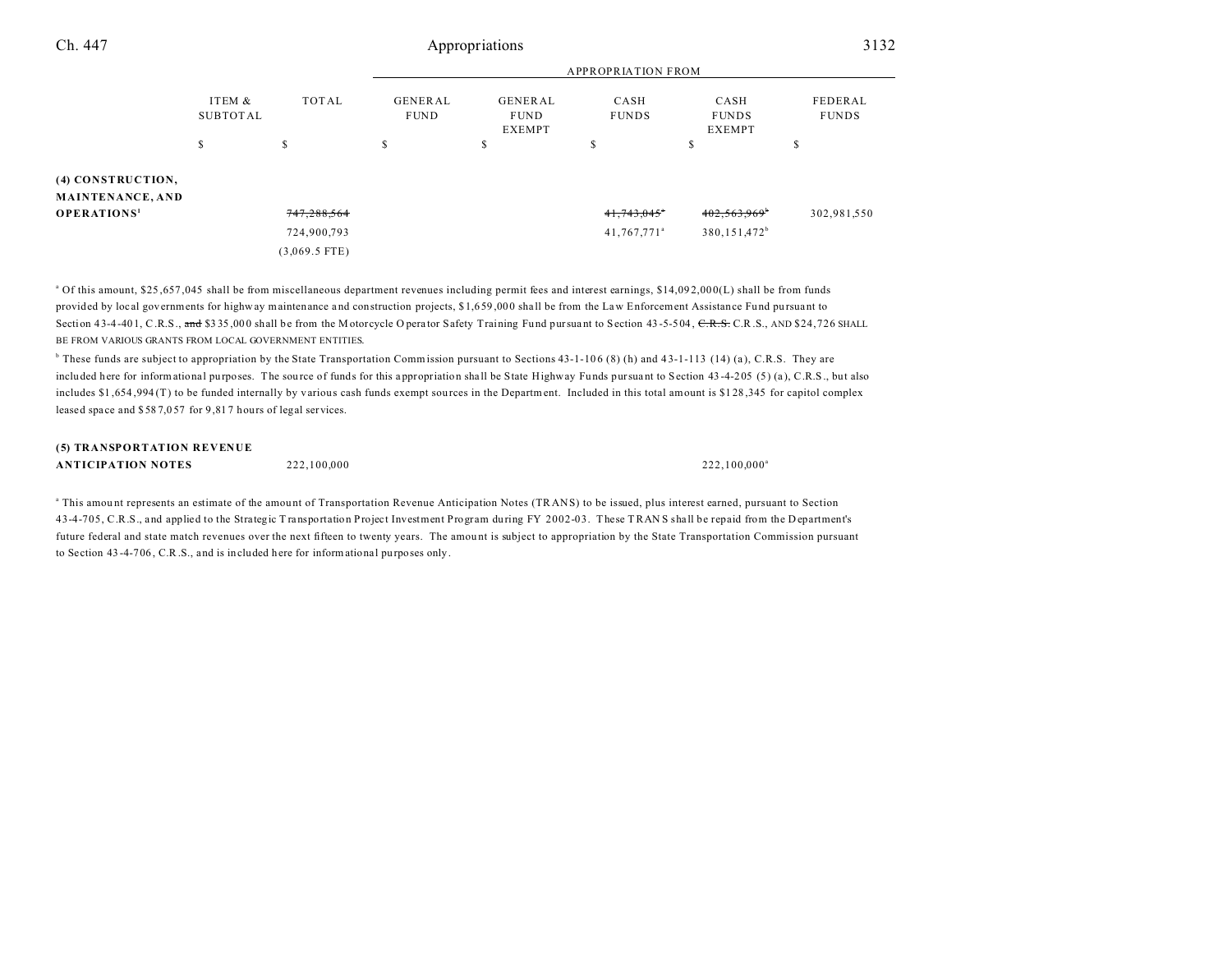| | ITEM & SUBTOTAL | TOTAL | APPROPRIATION FROM GENERAL FUND | GENERAL FUND EXEMPT | CASH FUNDS | CASH FUNDS EXEMPT | FEDERAL FUNDS |
|---|---|---|---|---|---|---|---|
| | $ | $ | $ | $ | $ | $ | $ |
| **(4) CONSTRUCTION, MAINTENANCE, AND OPERATIONS**[1] | | ~~747,288,564~~ | | | ~~41,743,045~~[a] | ~~402,563,969~~[b] | 302,981,550 |
| | | 724,900,793 | | | 41,767,771[a] | 380,151,472[b] | |
| | | (3,069.5 FTE) | | | | | |

[a] Of this amount, $25,657,045 shall be from miscellaneous department revenues including permit fees and interest earnings, $14,092,000(L) shall be from funds provided by local governments for highway maintenance and construction projects, $1,659,000 shall be from the Law Enforcement Assistance Fund pursuant to Section 43-4-401, C.R.S., ~~and~~ $335,000 shall be from the Motorcycle Operator Safety Training Fund pursuant to Section 43-5-504, ~~C.R.S.~~ C.R.S., AND $24,726 SHALL BE FROM VARIOUS GRANTS FROM LOCAL GOVERNMENT ENTITIES.

[b] These funds are subject to appropriation by the State Transportation Commission pursuant to Sections 43-1-106 (8) (h) and 43-1-113 (14) (a), C.R.S. They are included here for informational purposes. The source of funds for this appropriation shall be State Highway Funds pursuant to Section 43-4-205 (5) (a), C.R.S., but also includes $1,654,994(T) to be funded internally by various cash funds exempt sources in the Department. Included in this total amount is $128,345 for capitol complex leased space and $587,057 for 9,817 hours of legal services.

| | ITEM & SUBTOTAL | TOTAL | GENERAL FUND | GENERAL FUND EXEMPT | CASH FUNDS | CASH FUNDS EXEMPT | FEDERAL FUNDS |
|---|---|---|---|---|---|---|---|
| **(5) TRANSPORTATION REVENUE ANTICIPATION NOTES** | | 222,100,000 | | | | 222,100,000[a] | |

[a] This amount represents an estimate of the amount of Transportation Revenue Anticipation Notes (TRANS) to be issued, plus interest earned, pursuant to Section 43-4-705, C.R.S., and applied to the Strategic Transportation Project Investment Program during FY 2002-03. These TRANS shall be repaid from the Department's future federal and state match revenues over the next fifteen to twenty years. The amount is subject to appropriation by the State Transportation Commission pursuant to Section 43-4-706, C.R.S., and is included here for informational purposes only.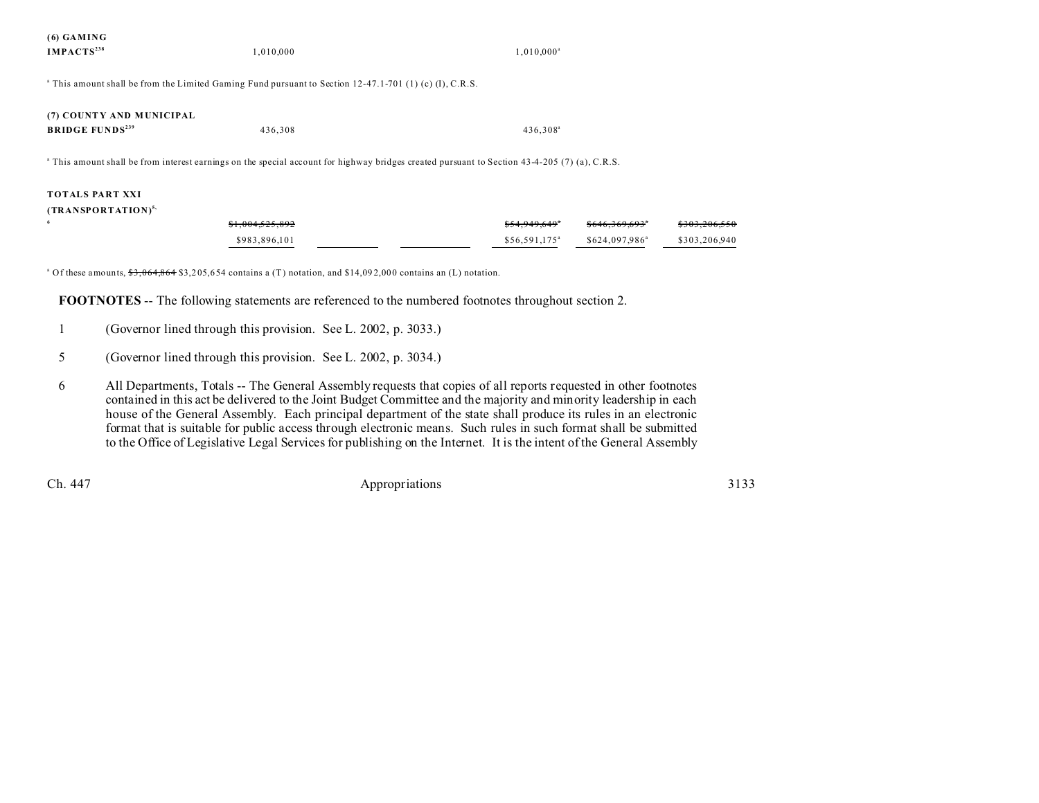| | | | | | | |
|---|---|---|---|---|---|---|
| (6) GAMING IMPACTS[238] | 1,010,000 | | | 1,010,000[a] | | |

[a] This amount shall be from the Limited Gaming Fund pursuant to Section 12-47.1-701 (1) (c) (I), C.R.S.

| | | | | | | |
|---|---|---|---|---|---|---|
| (7) COUNTY AND MUNICIPAL BRIDGE FUNDS[239] | 436,308 | | | 436,308[a] | | |

[a] This amount shall be from interest earnings on the special account for highway bridges created pursuant to Section 43-4-205 (7) (a), C.R.S.

| | | | | | | |
|---|---|---|---|---|---|---|
| TOTALS PART XXI (TRANSPORTATION)[5, 6] | ~~$1,004,525,892~~ | | | ~~$54,949,649[a]~~ | ~~$646,369,693[a]~~ | ~~$303,206,550~~ |
| | $983,896,101 | | | $56,591,175[a] | $624,097,986[a] | $303,206,940 |

[a] Of these amounts, ~~$3,064,864~~ $3,205,654 contains a (T) notation, and $14,092,000 contains an (L) notation.

**FOOTNOTES** -- The following statements are referenced to the numbered footnotes throughout section 2.

1 (Governor lined through this provision. See L. 2002, p. 3033.)

5 (Governor lined through this provision. See L. 2002, p. 3034.)

6 All Departments, Totals -- The General Assembly requests that copies of all reports requested in other footnotes contained in this act be delivered to the Joint Budget Committee and the majority and minority leadership in each house of the General Assembly. Each principal department of the state shall produce its rules in an electronic format that is suitable for public access through electronic means. Such rules in such format shall be submitted to the Office of Legislative Legal Services for publishing on the Internet. It is the intent of the General Assembly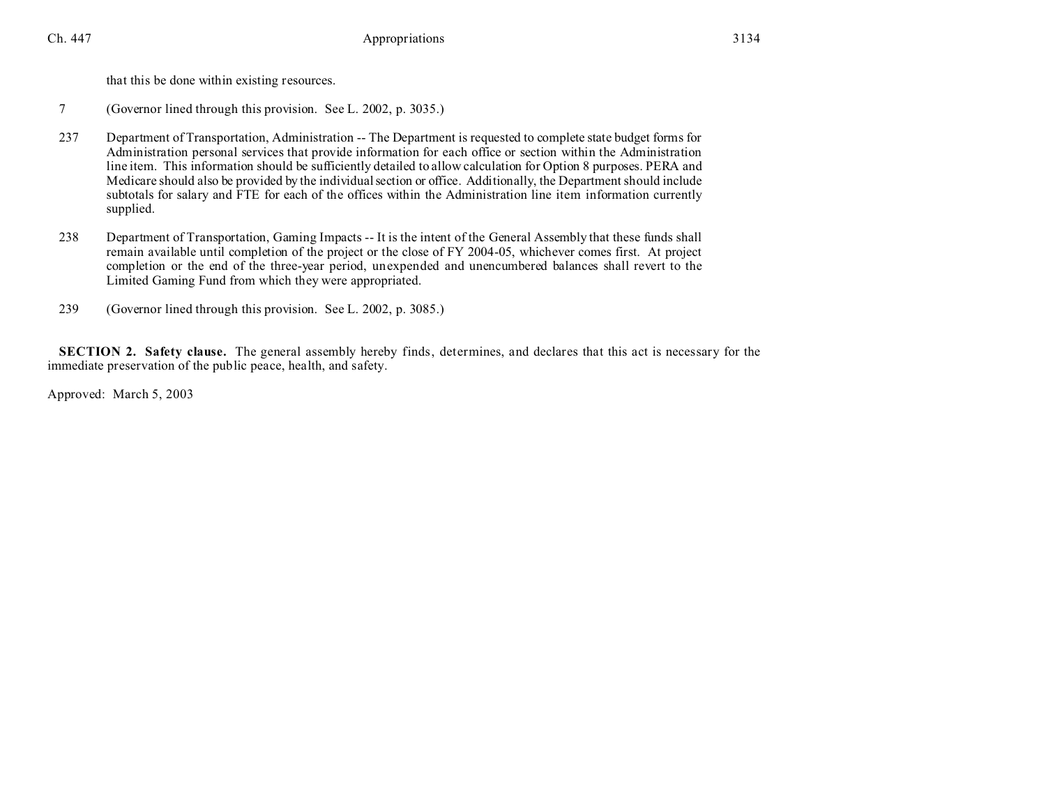that this be done within existing resources.

7 (Governor lined through this provision. See L. 2002, p. 3035.)

237 Department of Transportation, Administration -- The Department is requested to complete state budget forms for Administration personal services that provide information for each office or section within the Administration line item. This information should be sufficiently detailed to allow calculation for Option 8 purposes. PERA and Medicare should also be provided by the individual section or office. Additionally, the Department should include subtotals for salary and FTE for each of the offices within the Administration line item information currently supplied.

238 Department of Transportation, Gaming Impacts -- It is the intent of the General Assembly that these funds shall remain available until completion of the project or the close of FY 2004-05, whichever comes first. At project completion or the end of the three-year period, unexpended and unencumbered balances shall revert to the Limited Gaming Fund from which they were appropriated.

239 (Governor lined through this provision. See L. 2002, p. 3085.)

**SECTION 2. Safety clause.** The general assembly hereby finds, determines, and declares that this act is necessary for the immediate preservation of the public peace, health, and safety.

Approved: March 5, 2003